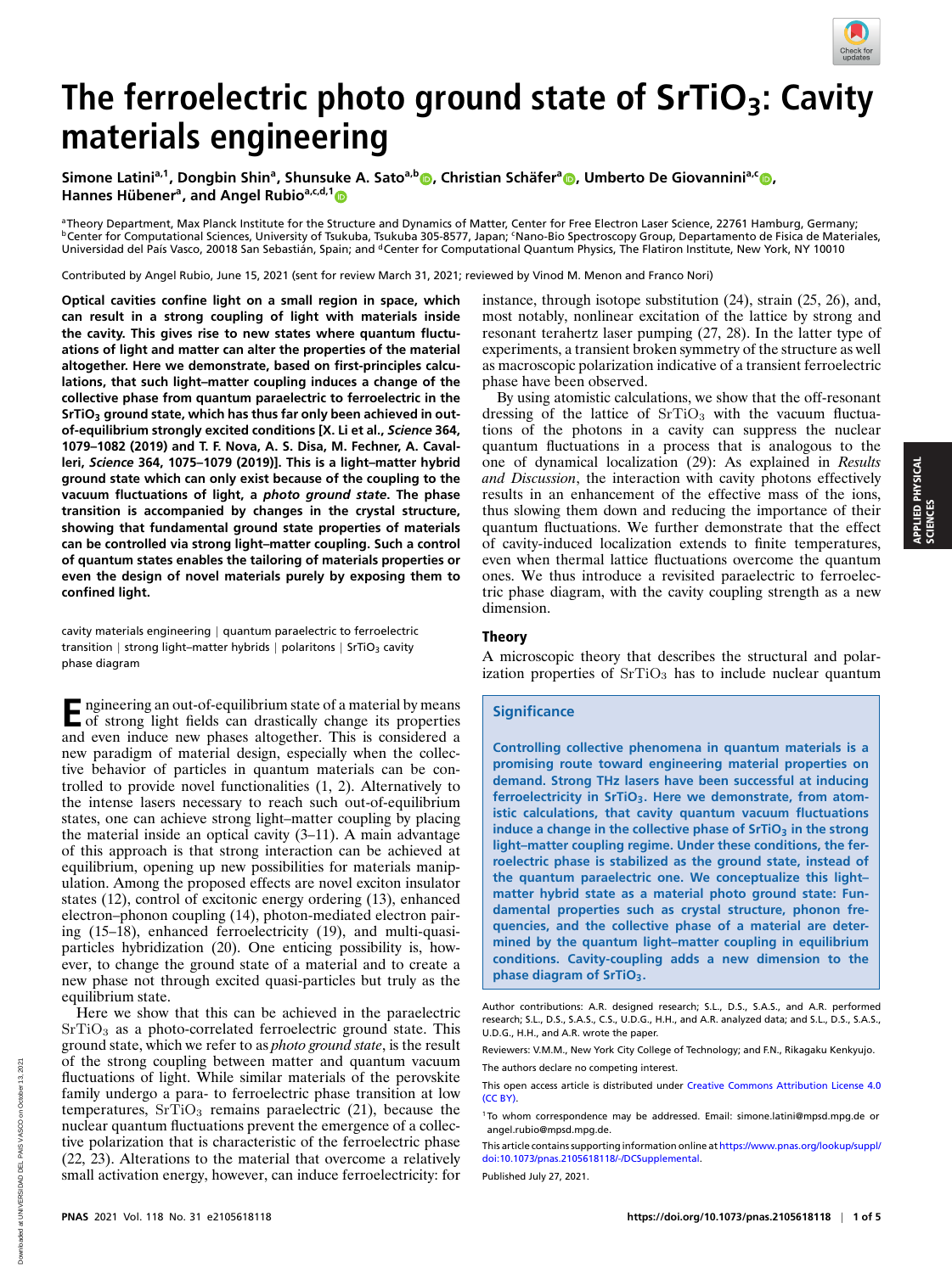# The ferroelectric photo ground state of $SrTiO_3$: Cavity materials engineering

Simone Latini[a,1], Dongbin Shin[a], Shunsuke A. Sato[a,b], Christian Schäfer[a], Umberto De Giovannini[a,c], Hannes Hübener[a], and Angel Rubio[a,c,d,1]

[a]Theory Department, Max Planck Institute for the Structure and Dynamics of Matter, Center for Free Electron Laser Science, 22761 Hamburg, Germany; [b]Center for Computational Sciences, University of Tsukuba, Tsukuba 305-8577, Japan; [c]Nano-Bio Spectroscopy Group, Departamento de Fisica de Materiales, Universidad del País Vasco, 20018 San Sebastián, Spain; and [d]Center for Computational Quantum Physics, The Flatiron Institute, New York, NY 10010

Contributed by Angel Rubio, June 15, 2021 (sent for review March 31, 2021; reviewed by Vinod M. Menon and Franco Nori)

**Optical cavities confine light on a small region in space, which can result in a strong coupling of light with materials inside the cavity. This gives rise to new states where quantum fluctuations of light and matter can alter the properties of the material altogether. Here we demonstrate, based on first-principles calculations, that such light–matter coupling induces a change of the collective phase from quantum paraelectric to ferroelectric in the $SrTiO_3$ ground state, which has thus far only been achieved in out-of-equilibrium strongly excited conditions [X. Li et al., *Science* 364, 1079–1082 (2019) and T. F. Nova, A. S. Disa, M. Fechner, A. Cavalleri, *Science* 364, 1075–1079 (2019)]. This is a light–matter hybrid ground state which can only exist because of the coupling to the vacuum fluctuations of light, a *photo ground state*. The phase transition is accompanied by changes in the crystal structure, showing that fundamental ground state properties of materials can be controlled via strong light–matter coupling. Such a control of quantum states enables the tailoring of materials properties or even the design of novel materials purely by exposing them to confined light.**

cavity materials engineering | quantum paraelectric to ferroelectric transition | strong light–matter hybrids | polaritons | $SrTiO_3$ cavity phase diagram

Engineering an out-of-equilibrium state of a material by means of strong light fields can drastically change its properties and even induce new phases altogether. This is considered a new paradigm of material design, especially when the collective behavior of particles in quantum materials can be controlled to provide novel functionalities (1, 2). Alternatively to the intense lasers necessary to reach such out-of-equilibrium states, one can achieve strong light–matter coupling by placing the material inside an optical cavity (3–11). A main advantage of this approach is that strong interaction can be achieved at equilibrium, opening up new possibilities for materials manipulation. Among the proposed effects are novel exciton insulator states (12), control of excitonic energy ordering (13), enhanced electron–phonon coupling (14), photon-mediated electron pairing (15–18), enhanced ferroelectricity (19), and multi-quasiparticles hybridization (20). One enticing possibility is, however, to change the ground state of a material and to create a new phase not through excited quasi-particles but truly as the equilibrium state.

Here we show that this can be achieved in the paraelectric $SrTiO_3$ as a photo-correlated ferroelectric ground state. This ground state, which we refer to as *photo ground state*, is the result of the strong coupling between matter and quantum vacuum fluctuations of light. While similar materials of the perovskite family undergo a para- to ferroelectric phase transition at low temperatures, $SrTiO_3$ remains paraelectric (21), because the nuclear quantum fluctuations prevent the emergence of a collective polarization that is characteristic of the ferroelectric phase (22, 23). Alterations to the material that overcome a relatively small activation energy, however, can induce ferroelectricity: for instance, through isotope substitution (24), strain (25, 26), and, most notably, nonlinear excitation of the lattice by strong and resonant terahertz laser pumping (27, 28). In the latter type of experiments, a transient broken symmetry of the structure as well as macroscopic polarization indicative of a transient ferroelectric phase have been observed.

By using atomistic calculations, we show that the off-resonant dressing of the lattice of $SrTiO_3$ with the vacuum fluctuations of the photons in a cavity can suppress the nuclear quantum fluctuations in a process that is analogous to the one of dynamical localization (29): As explained in *Results and Discussion*, the interaction with cavity photons effectively results in an enhancement of the effective mass of the ions, thus slowing them down and reducing the importance of their quantum fluctuations. We further demonstrate that the effect of cavity-induced localization extends to finite temperatures, even when thermal lattice fluctuations overcome the quantum ones. We thus introduce a revisited paraelectric to ferroelectric phase diagram, with the cavity coupling strength as a new dimension.

## Theory

A microscopic theory that describes the structural and polarization properties of $SrTiO_3$ has to include nuclear quantum

### Significance

**Controlling collective phenomena in quantum materials is a promising route toward engineering material properties on demand. Strong THz lasers have been successful at inducing ferroelectricity in $SrTiO_3$. Here we demonstrate, from atomistic calculations, that cavity quantum vacuum fluctuations induce a change in the collective phase of $SrTiO_3$ in the strong light–matter coupling regime. Under these conditions, the ferroelectric phase is stabilized as the ground state, instead of the quantum paraelectric one. We conceptualize this light–matter hybrid state as a material photo ground state: Fundamental properties such as crystal structure, phonon frequencies, and the collective phase of a material are determined by the quantum light–matter coupling in equilibrium conditions. Cavity-coupling adds a new dimension to the phase diagram of $SrTiO_3$.**

Author contributions: A.R. designed research; S.L., D.S., S.A.S., and A.R. performed research; S.L., D.S., S.A.S., C.S., U.D.G., H.H., and A.R. analyzed data; and S.L., D.S., S.A.S., U.D.G., H.H., and A.R. wrote the paper.

Reviewers: V.M.M., New York City College of Technology; and F.N., Rikagaku Kenkyujo.

The authors declare no competing interest.

This open access article is distributed under Creative Commons Attribution License 4.0 (CC BY).

[1]To whom correspondence may be addressed. Email: simone.latini@mpsd.mpg.de or angel.rubio@mpsd.mpg.de.

This article contains supporting information online at https://www.pnas.org/lookup/suppl/doi:10.1073/pnas.2105618118/-/DCSupplemental.

Published July 27, 2021.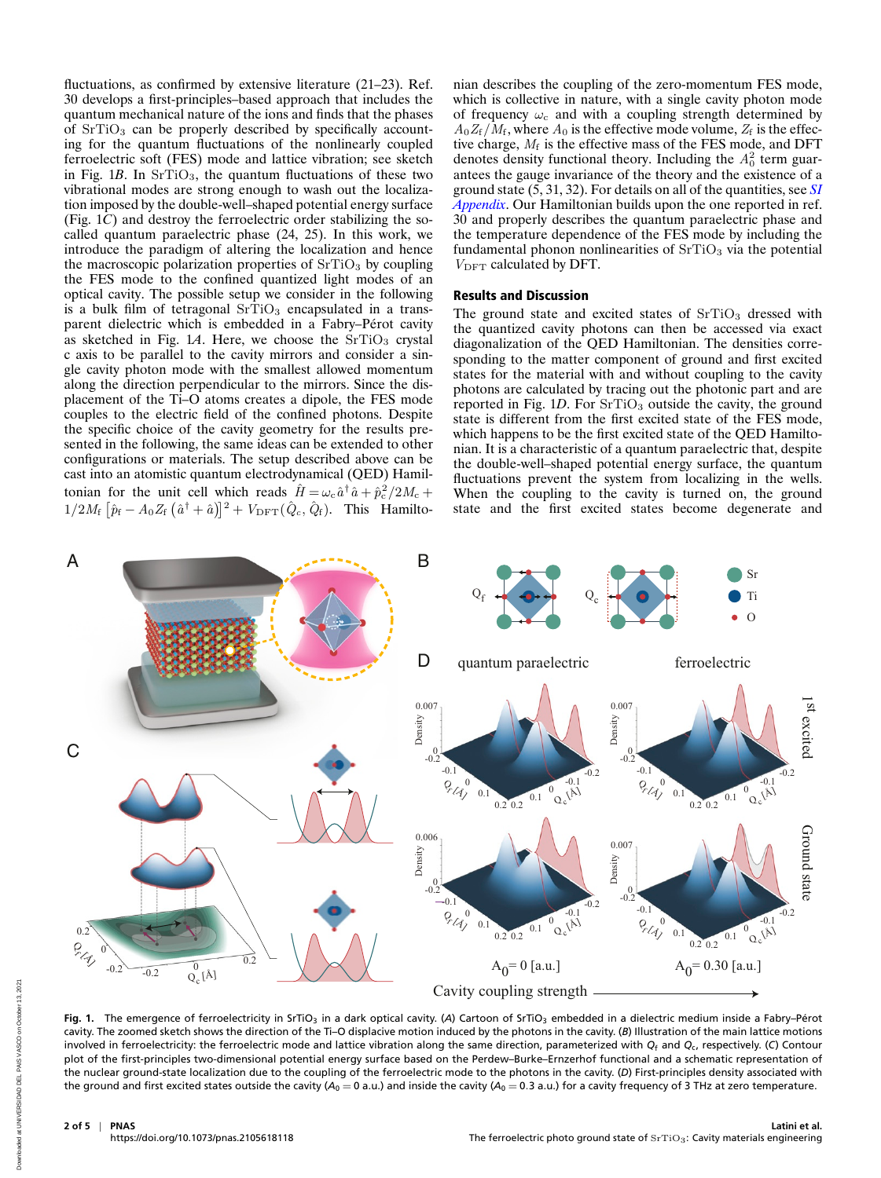fluctuations, as confirmed by extensive literature (21–23). Ref. 30 develops a first-principles–based approach that includes the quantum mechanical nature of the ions and finds that the phases of $SrTiO_3$ can be properly described by specifically accounting for the quantum fluctuations of the nonlinearly coupled ferroelectric soft (FES) mode and lattice vibration; see sketch in Fig. 1*B*. In $SrTiO_3$, the quantum fluctuations of these two vibrational modes are strong enough to wash out the localization imposed by the double-well–shaped potential energy surface (Fig. 1*C*) and destroy the ferroelectric order stabilizing the so-called quantum paraelectric phase (24, 25). In this work, we introduce the paradigm of altering the localization and hence the macroscopic polarization properties of $SrTiO_3$ by coupling the FES mode to the confined quantized light modes of an optical cavity. The possible setup we consider in the following is a bulk film of tetragonal $SrTiO_3$ encapsulated in a transparent dielectric which is embedded in a Fabry–Pérot cavity as sketched in Fig. 1*A*. Here, we choose the $SrTiO_3$ crystal c axis to be parallel to the cavity mirrors and consider a single cavity photon mode with the smallest allowed momentum along the direction perpendicular to the mirrors. Since the displacement of the Ti–O atoms creates a dipole, the FES mode couples to the electric field of the confined photons. Despite the specific choice of the cavity geometry for the results presented in the following, the same ideas can be extended to other configurations or materials. The setup described above can be cast into an atomistic quantum electrodynamical (QED) Hamiltonian for the unit cell which reads $\hat{H} = \omega_c \hat{a}^\dagger \hat{a} + \hat{p}_c^2/2M_c + 1/2M_f \left[\hat{p}_f - A_0 Z_f \left(\hat{a}^\dagger + \hat{a}\right)\right]^2 + V_{\text{DFT}}(\hat{Q}_c, \hat{Q}_f)$. This Hamiltonian describes the coupling of the zero-momentum FES mode, which is collective in nature, with a single cavity photon mode of frequency $\omega_c$ and with a coupling strength determined by $A_0 Z_f/M_f$, where $A_0$ is the effective mode volume, $Z_f$ is the effective charge, $M_f$ is the effective mass of the FES mode, and DFT denotes density functional theory. Including the $A_0^2$ term guarantees the gauge invariance of the theory and the existence of a ground state (5, 31, 32). For details on all of the quantities, see *SI Appendix*. Our Hamiltonian builds upon the one reported in ref. 30 and properly describes the quantum paraelectric phase and the temperature dependence of the FES mode by including the fundamental phonon nonlinearities of $SrTiO_3$ via the potential $V_{\text{DFT}}$ calculated by DFT.

## Results and Discussion

The ground state and excited states of $SrTiO_3$ dressed with the quantized cavity photons can then be accessed via exact diagonalization of the QED Hamiltonian. The densities corresponding to the matter component of ground and first excited states for the material with and without coupling to the cavity photons are calculated by tracing out the photonic part and are reported in Fig. 1*D*. For $SrTiO_3$ outside the cavity, the ground state is different from the first excited state of the FES mode, which happens to be the first excited state of the QED Hamiltonian. It is a characteristic of a quantum paraelectric that, despite the double-well–shaped potential energy surface, the quantum fluctuations prevent the system from localizing in the wells. When the coupling to the cavity is turned on, the ground state and the first excited states become degenerate and

**Fig. 1.** The emergence of ferroelectricity in $SrTiO_3$ in a dark optical cavity. (*A*) Cartoon of $SrTiO_3$ embedded in a dielectric medium inside a Fabry–Pérot cavity. The zoomed sketch shows the direction of the Ti–O displacive motion induced by the photons in the cavity. (*B*) Illustration of the main lattice motions involved in ferroelectricity: the ferroelectric mode and lattice vibration along the same direction, parameterized with $Q_f$ and $Q_c$, respectively. (*C*) Contour plot of the first-principles two-dimensional potential energy surface based on the Perdew–Burke–Ernzerhof functional and a schematic representation of the nuclear ground-state localization due to the coupling of the ferroelectric mode to the photons in the cavity. (*D*) First-principles density associated with the ground and first excited states outside the cavity ($A_0 = 0$ a.u.) and inside the cavity ($A_0 = 0.3$ a.u.) for a cavity frequency of 3 THz at zero temperature.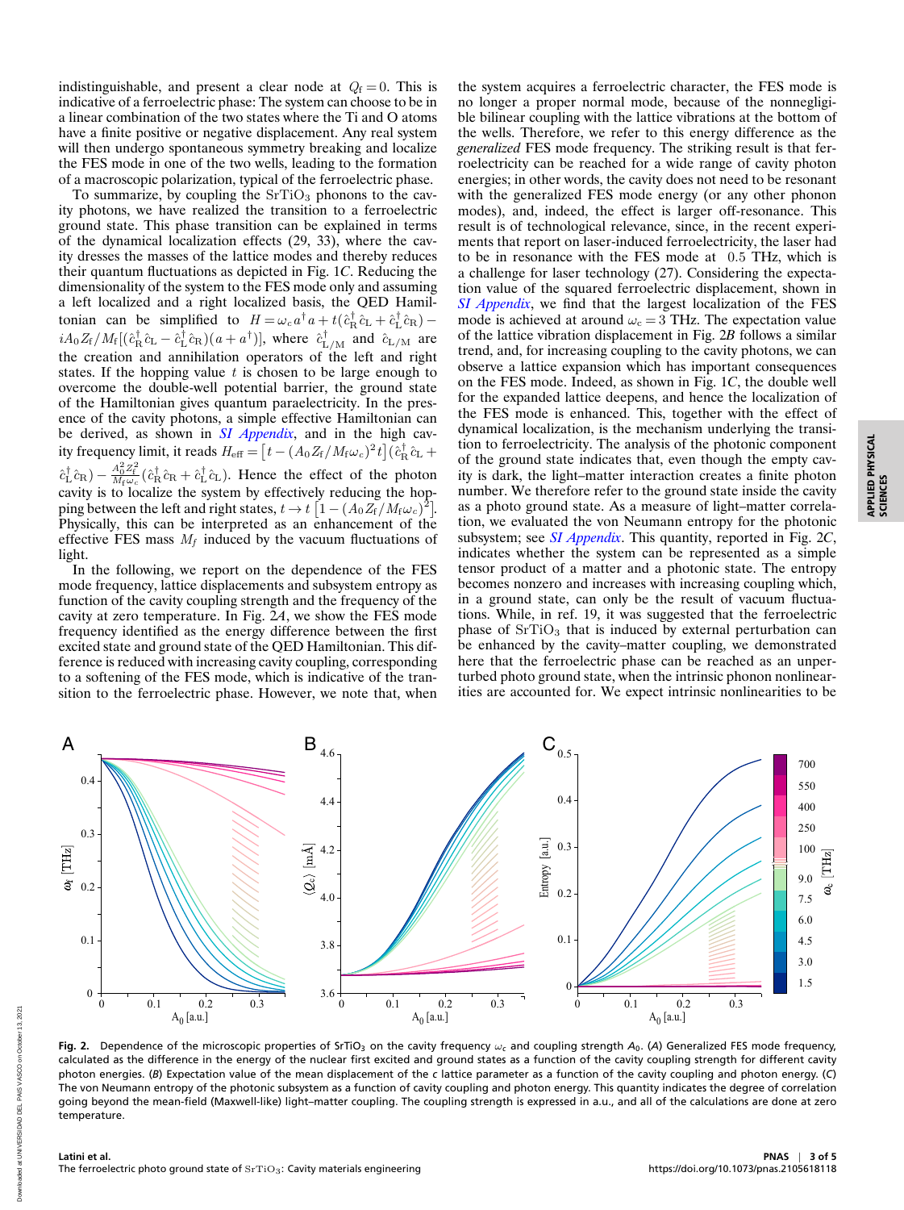indistinguishable, and present a clear node at $Q_f = 0$. This is indicative of a ferroelectric phase: The system can choose to be in a linear combination of the two states where the Ti and O atoms have a finite positive or negative displacement. Any real system will then undergo spontaneous symmetry breaking and localize the FES mode in one of the two wells, leading to the formation of a macroscopic polarization, typical of the ferroelectric phase.

To summarize, by coupling the $\mathrm{SrTiO_3}$ phonons to the cavity photons, we have realized the transition to a ferroelectric ground state. This phase transition can be explained in terms of the dynamical localization effects (29, 33), where the cavity dresses the masses of the lattice modes and thereby reduces their quantum fluctuations as depicted in Fig. 1*C*. Reducing the dimensionality of the system to the FES mode only and assuming a left localized and a right localized basis, the QED Hamiltonian can be simplified to $H = \omega_c a^\dagger a + t(\hat{c}_R^\dagger \hat{c}_L + \hat{c}_L^\dagger \hat{c}_R) - iA_0 Z_f/M_f[(\hat{c}_R^\dagger \hat{c}_L - \hat{c}_L^\dagger \hat{c}_R)(a + a^\dagger)]$, where $\hat{c}_{L/M}^\dagger$ and $\hat{c}_{L/M}$ are the creation and annihilation operators of the left and right states. If the hopping value $t$ is chosen to be large enough to overcome the double-well potential barrier, the ground state of the Hamiltonian gives quantum paraelectricity. In the presence of the cavity photons, a simple effective Hamiltonian can be derived, as shown in *SI Appendix*, and in the high cavity frequency limit, it reads $H_{\mathrm{eff}} = \left[t - (A_0 Z_f/M_f \omega_c)^2 t\right](\hat{c}_R^\dagger \hat{c}_L + \hat{c}_L^\dagger \hat{c}_R) - \frac{A_0^2 Z_f^2}{M_f \omega_c}(\hat{c}_R^\dagger \hat{c}_R + \hat{c}_L^\dagger \hat{c}_L)$. Hence the effect of the photon cavity is to localize the system by effectively reducing the hopping between the left and right states, $t \to t\left[1 - (A_0 Z_f/M_f \omega_c)^2\right]$. Physically, this can be interpreted as an enhancement of the effective FES mass $M_f$ induced by the vacuum fluctuations of light.

In the following, we report on the dependence of the FES mode frequency, lattice displacements and subsystem entropy as function of the cavity coupling strength and the frequency of the cavity at zero temperature. In Fig. 2*A*, we show the FES mode frequency identified as the energy difference between the first excited state and ground state of the QED Hamiltonian. This difference is reduced with increasing cavity coupling, corresponding to a softening of the FES mode, which is indicative of the transition to the ferroelectric phase. However, we note that, when the system acquires a ferroelectric character, the FES mode is no longer a proper normal mode, because of the nonnegligible bilinear coupling with the lattice vibrations at the bottom of the wells. Therefore, we refer to this energy difference as the *generalized* FES mode frequency. The striking result is that ferroelectricity can be reached for a wide range of cavity photon energies; in other words, the cavity does not need to be resonant with the generalized FES mode energy (or any other phonon modes), and, indeed, the effect is larger off-resonance. This result is of technological relevance, since, in the recent experiments that report on laser-induced ferroelectricity, the laser had to be in resonance with the FES mode at 0.5 THz, which is a challenge for laser technology (27). Considering the expectation value of the squared ferroelectric displacement, shown in *SI Appendix*, we find that the largest localization of the FES mode is achieved at around $\omega_c = 3$ THz. The expectation value of the lattice vibration displacement in Fig. 2*B* follows a similar trend, and, for increasing coupling to the cavity photons, we can observe a lattice expansion which has important consequences on the FES mode. Indeed, as shown in Fig. 1*C*, the double well for the expanded lattice deepens, and hence the localization of the FES mode is enhanced. This, together with the effect of dynamical localization, is the mechanism underlying the transition to ferroelectricity. The analysis of the photonic component of the ground state indicates that, even though the empty cavity is dark, the light–matter interaction creates a finite photon number. We therefore refer to the ground state inside the cavity as a photo ground state. As a measure of light–matter correlation, we evaluated the von Neumann entropy for the photonic subsystem; see *SI Appendix*. This quantity, reported in Fig. 2*C*, indicates whether the system can be represented as a simple tensor product of a matter and a photonic state. The entropy becomes nonzero and increases with increasing coupling which, in a ground state, can only be the result of vacuum fluctuations. While, in ref. 19, it was suggested that the ferroelectric phase of $\mathrm{SrTiO_3}$ that is induced by external perturbation can be enhanced by the cavity–matter coupling, we demonstrated here that the ferroelectric phase can be reached as an unperturbed photo ground state, when the intrinsic phonon nonlinearities are accounted for. We expect intrinsic nonlinearities to be

**Fig. 2.** Dependence of the microscopic properties of SrTiO$_3$ on the cavity frequency $\omega_c$ and coupling strength $A_0$. (*A*) Generalized FES mode frequency, calculated as the difference in the energy of the nuclear first excited and ground states as a function of the cavity coupling strength for different cavity photon energies. (*B*) Expectation value of the mean displacement of the *c* lattice parameter as a function of the cavity coupling and photon energy. (*C*) The von Neumann entropy of the photonic subsystem as a function of cavity coupling and photon energy. This quantity indicates the degree of correlation going beyond the mean-field (Maxwell-like) light–matter coupling. The coupling strength is expressed in a.u., and all of the calculations are done at zero temperature.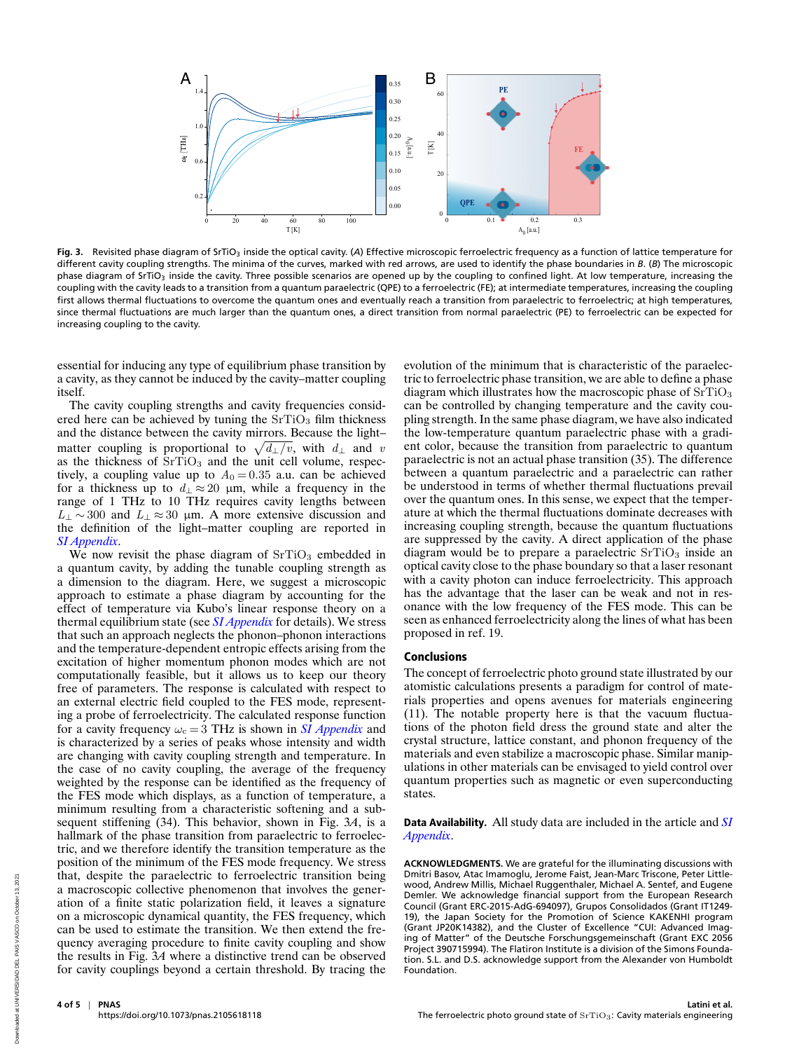**Fig. 3.** Revisited phase diagram of $SrTiO_3$ inside the optical cavity. (*A*) Effective microscopic ferroelectric frequency as a function of lattice temperature for different cavity coupling strengths. The minima of the curves, marked with red arrows, are used to identify the phase boundaries in *B*. (*B*) The microscopic phase diagram of $SrTiO_3$ inside the cavity. Three possible scenarios are opened up by the coupling to confined light. At low temperature, increasing the coupling with the cavity leads to a transition from a quantum paraelectric (QPE) to a ferroelectric (FE); at intermediate temperatures, increasing the coupling first allows thermal fluctuations to overcome the quantum ones and eventually reach a transition from paraelectric to ferroelectric; at high temperatures, since thermal fluctuations are much larger than the quantum ones, a direct transition from normal paraelectric (PE) to ferroelectric can be expected for increasing coupling to the cavity.

essential for inducing any type of equilibrium phase transition by a cavity, as they cannot be induced by the cavity–matter coupling itself.

The cavity coupling strengths and cavity frequencies considered here can be achieved by tuning the $SrTiO_3$ film thickness and the distance between the cavity mirrors. Because the light–matter coupling is proportional to $\sqrt{d_\perp/v}$, with $d_\perp$ and $v$ as the thickness of $SrTiO_3$ and the unit cell volume, respectively, a coupling value up to $A_0 = 0.35$ a.u. can be achieved for a thickness up to $d_\perp \approx 20$ μm, while a frequency in the range of 1 THz to 10 THz requires cavity lengths between $L_\perp \sim 300$ and $L_\perp \approx 30$ μm. A more extensive discussion and the definition of the light–matter coupling are reported in *SI Appendix*.

We now revisit the phase diagram of $SrTiO_3$ embedded in a quantum cavity, by adding the tunable coupling strength as a dimension to the diagram. Here, we suggest a microscopic approach to estimate a phase diagram by accounting for the effect of temperature via Kubo's linear response theory on a thermal equilibrium state (see *SI Appendix* for details). We stress that such an approach neglects the phonon–phonon interactions and the temperature-dependent entropic effects arising from the excitation of higher momentum phonon modes which are not computationally feasible, but it allows us to keep our theory free of parameters. The response is calculated with respect to an external electric field coupled to the FES mode, representing a probe of ferroelectricity. The calculated response function for a cavity frequency $\omega_c = 3$ THz is shown in *SI Appendix* and is characterized by a series of peaks whose intensity and width are changing with cavity coupling strength and temperature. In the case of no cavity coupling, the average of the frequency weighted by the response can be identified as the frequency of the FES mode which displays, as a function of temperature, a minimum resulting from a characteristic softening and a subsequent stiffening (34). This behavior, shown in Fig. 3*A*, is a hallmark of the phase transition from paraelectric to ferroelectric, and we therefore identify the transition temperature as the position of the minimum of the FES mode frequency. We stress that, despite the paraelectric to ferroelectric transition being a macroscopic collective phenomenon that involves the generation of a finite static polarization field, it leaves a signature on a microscopic dynamical quantity, the FES frequency, which can be used to estimate the transition. We then extend the frequency averaging procedure to finite cavity coupling and show the results in Fig. 3*A* where a distinctive trend can be observed for cavity couplings beyond a certain threshold. By tracing the evolution of the minimum that is characteristic of the paraelectric to ferroelectric phase transition, we are able to define a phase diagram which illustrates how the macroscopic phase of $SrTiO_3$ can be controlled by changing temperature and the cavity coupling strength. In the same phase diagram, we have also indicated the low-temperature quantum paraelectric phase with a gradient color, because the transition from paraelectric to quantum paraelectric is not an actual phase transition (35). The difference between a quantum paraelectric and a paraelectric can rather be understood in terms of whether thermal fluctuations prevail over the quantum ones. In this sense, we expect that the temperature at which the thermal fluctuations dominate decreases with increasing coupling strength, because the quantum fluctuations are suppressed by the cavity. A direct application of the phase diagram would be to prepare a paraelectric $SrTiO_3$ inside an optical cavity close to the phase boundary so that a laser resonant with a cavity photon can induce ferroelectricity. This approach has the advantage that the laser can be weak and not in resonance with the low frequency of the FES mode. This can be seen as enhanced ferroelectricity along the lines of what has been proposed in ref. 19.

## Conclusions

The concept of ferroelectric photo ground state illustrated by our atomistic calculations presents a paradigm for control of materials properties and opens avenues for materials engineering (11). The notable property here is that the vacuum fluctuations of the photon field dress the ground state and alter the crystal structure, lattice constant, and phonon frequency of the materials and even stabilize a macroscopic phase. Similar manipulations in other materials can be envisaged to yield control over quantum properties such as magnetic or even superconducting states.

**Data Availability.** All study data are included in the article and *SI Appendix*.

**ACKNOWLEDGMENTS.** We are grateful for the illuminating discussions with Dmitri Basov, Atac Imamoglu, Jerome Faist, Jean-Marc Triscone, Peter Littlewood, Andrew Millis, Michael Ruggenthaler, Michael A. Sentef, and Eugene Demler. We acknowledge financial support from the European Research Council (Grant ERC-2015-AdG-694097), Grupos Consolidados (Grant IT1249-19), the Japan Society for the Promotion of Science KAKENHI program (Grant JP20K14382), and the Cluster of Excellence "CUI: Advanced Imaging of Matter" of the Deutsche Forschungsgemeinschaft (Grant EXC 2056 Project 390715994). The Flatiron Institute is a division of the Simons Foundation. S.L. and D.S. acknowledge support from the Alexander von Humboldt Foundation.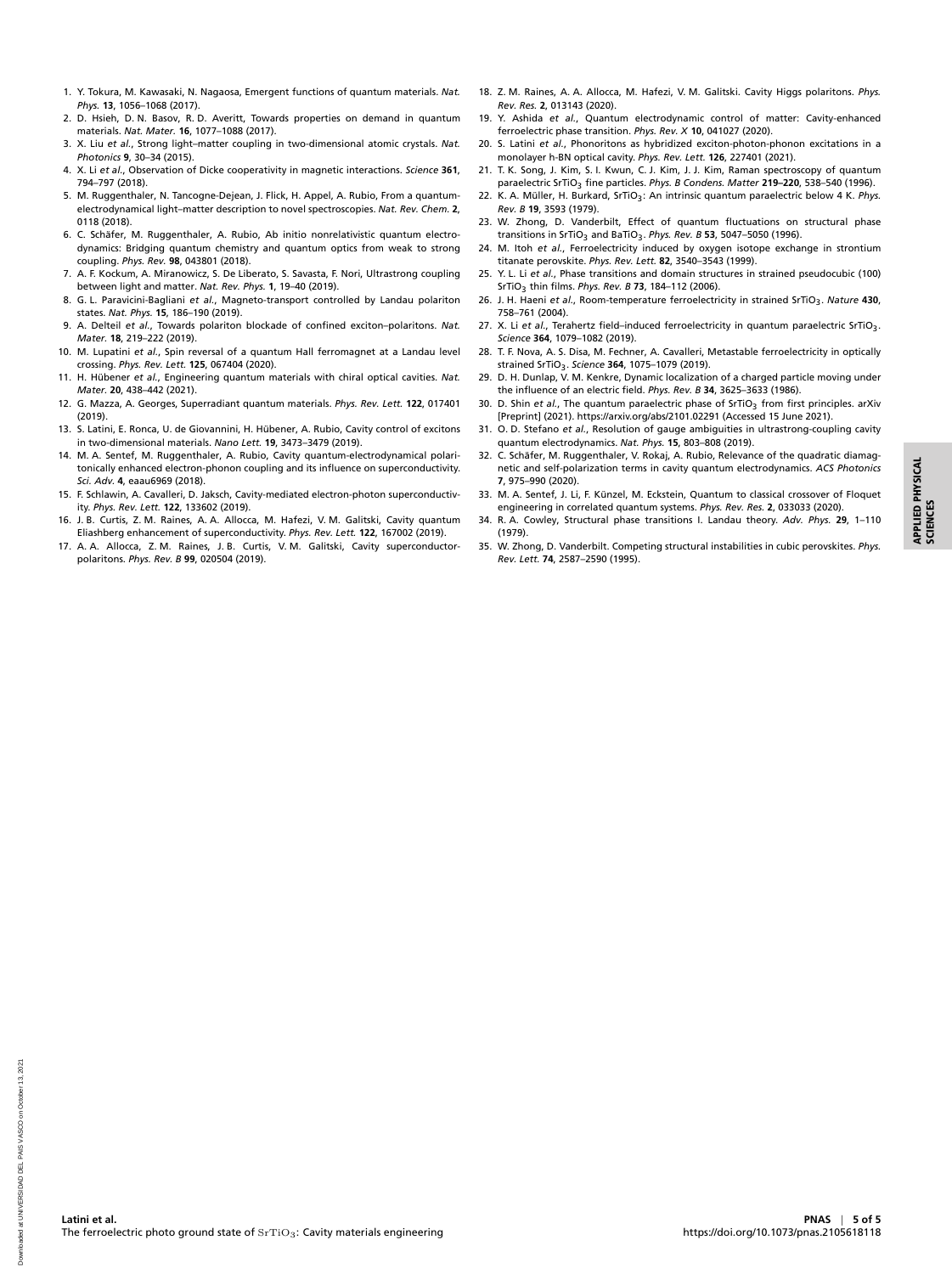1. Y. Tokura, M. Kawasaki, N. Nagaosa, Emergent functions of quantum materials. *Nat. Phys.* **13**, 1056–1068 (2017).
2. D. Hsieh, D. N. Basov, R. D. Averitt, Towards properties on demand in quantum materials. *Nat. Mater.* **16**, 1077–1088 (2017).
3. X. Liu *et al.*, Strong light–matter coupling in two-dimensional atomic crystals. *Nat. Photonics* **9**, 30–34 (2015).
4. X. Li *et al.*, Observation of Dicke cooperativity in magnetic interactions. *Science* **361**, 794–797 (2018).
5. M. Ruggenthaler, N. Tancogne-Dejean, J. Flick, H. Appel, A. Rubio, From a quantum-electrodynamical light–matter description to novel spectroscopies. *Nat. Rev. Chem.* **2**, 0118 (2018).
6. C. Schäfer, M. Ruggenthaler, A. Rubio, Ab initio nonrelativistic quantum electrodynamics: Bridging quantum chemistry and quantum optics from weak to strong coupling. *Phys. Rev.* **98**, 043801 (2018).
7. A. F. Kockum, A. Miranowicz, S. De Liberato, S. Savasta, F. Nori, Ultrastrong coupling between light and matter. *Nat. Rev. Phys.* **1**, 19–40 (2019).
8. G. L. Paravicini-Bagliani *et al.*, Magneto-transport controlled by Landau polariton states. *Nat. Phys.* **15**, 186–190 (2019).
9. A. Delteil *et al.*, Towards polariton blockade of confined exciton–polaritons. *Nat. Mater.* **18**, 219–222 (2019).
10. M. Lupatini *et al.*, Spin reversal of a quantum Hall ferromagnet at a Landau level crossing. *Phys. Rev. Lett.* **125**, 067404 (2020).
11. H. Hübener *et al.*, Engineering quantum materials with chiral optical cavities. *Nat. Mater.* **20**, 438–442 (2021).
12. G. Mazza, A. Georges, Superradiant quantum materials. *Phys. Rev. Lett.* **122**, 017401 (2019).
13. S. Latini, E. Ronca, U. de Giovannini, H. Hübener, A. Rubio, Cavity control of excitons in two-dimensional materials. *Nano Lett.* **19**, 3473–3479 (2019).
14. M. A. Sentef, M. Ruggenthaler, A. Rubio, Cavity quantum-electrodynamical polaritonically enhanced electron-phonon coupling and its influence on superconductivity. *Sci. Adv.* **4**, eaau6969 (2018).
15. F. Schlawin, A. Cavalleri, D. Jaksch, Cavity-mediated electron-photon superconductivity. *Phys. Rev. Lett.* **122**, 133602 (2019).
16. J. B. Curtis, Z. M. Raines, A. A. Allocca, M. Hafezi, V. M. Galitski, Cavity quantum Eliashberg enhancement of superconductivity. *Phys. Rev. Lett.* **122**, 167002 (2019).
17. A. A. Allocca, Z. M. Raines, J. B. Curtis, V. M. Galitski, Cavity superconductor-polaritons. *Phys. Rev. B* **99**, 020504 (2019).
18. Z. M. Raines, A. A. Allocca, M. Hafezi, V. M. Galitski. Cavity Higgs polaritons. *Phys. Rev. Res.* **2**, 013143 (2020).
19. Y. Ashida *et al.*, Quantum electrodynamic control of matter: Cavity-enhanced ferroelectric phase transition. *Phys. Rev. X* **10**, 041027 (2020).
20. S. Latini *et al.*, Phonoritons as hybridized exciton-photon-phonon excitations in a monolayer h-BN optical cavity. *Phys. Rev. Lett.* **126**, 227401 (2021).
21. T. K. Song, J. Kim, S. I. Kwun, C. J. Kim, J. J. Kim, Raman spectroscopy of quantum paraelectric $SrTiO_3$ fine particles. *Phys. B Condens. Matter* **219–220**, 538–540 (1996).
22. K. A. Müller, H. Burkard, $SrTiO_3$: An intrinsic quantum paraelectric below 4 K. *Phys. Rev. B* **19**, 3593 (1979).
23. W. Zhong, D. Vanderbilt, Effect of quantum fluctuations on structural phase transitions in $SrTiO_3$ and $BaTiO_3$. *Phys. Rev. B* **53**, 5047–5050 (1996).
24. M. Itoh *et al.*, Ferroelectricity induced by oxygen isotope exchange in strontium titanate perovskite. *Phys. Rev. Lett.* **82**, 3540–3543 (1999).
25. Y. L. Li *et al.*, Phase transitions and domain structures in strained pseudocubic (100) $SrTiO_3$ thin films. *Phys. Rev. B* **73**, 184–112 (2006).
26. J. H. Haeni *et al.*, Room-temperature ferroelectricity in strained $SrTiO_3$. *Nature* **430**, 758–761 (2004).
27. X. Li *et al.*, Terahertz field–induced ferroelectricity in quantum paraelectric $SrTiO_3$. *Science* **364**, 1079–1082 (2019).
28. T. F. Nova, A. S. Disa, M. Fechner, A. Cavalleri, Metastable ferroelectricity in optically strained $SrTiO_3$. *Science* **364**, 1075–1079 (2019).
29. D. H. Dunlap, V. M. Kenkre, Dynamic localization of a charged particle moving under the influence of an electric field. *Phys. Rev. B* **34**, 3625–3633 (1986).
30. D. Shin *et al.*, The quantum paraelectric phase of $SrTiO_3$ from first principles. arXiv [Preprint] (2021). https://arxiv.org/abs/2101.02291 (Accessed 15 June 2021).
31. O. D. Stefano *et al.*, Resolution of gauge ambiguities in ultrastrong-coupling cavity quantum electrodynamics. *Nat. Phys.* **15**, 803–808 (2019).
32. C. Schäfer, M. Ruggenthaler, V. Rokaj, A. Rubio, Relevance of the quadratic diamagnetic and self-polarization terms in cavity quantum electrodynamics. *ACS Photonics* **7**, 975–990 (2020).
33. M. A. Sentef, J. Li, F. Künzel, M. Eckstein, Quantum to classical crossover of Floquet engineering in correlated quantum systems. *Phys. Rev. Res.* **2**, 033033 (2020).
34. R. A. Cowley, Structural phase transitions I. Landau theory. *Adv. Phys.* **29**, 1–110 (1979).
35. W. Zhong, D. Vanderbilt. Competing structural instabilities in cubic perovskites. *Phys. Rev. Lett.* **74**, 2587–2590 (1995).